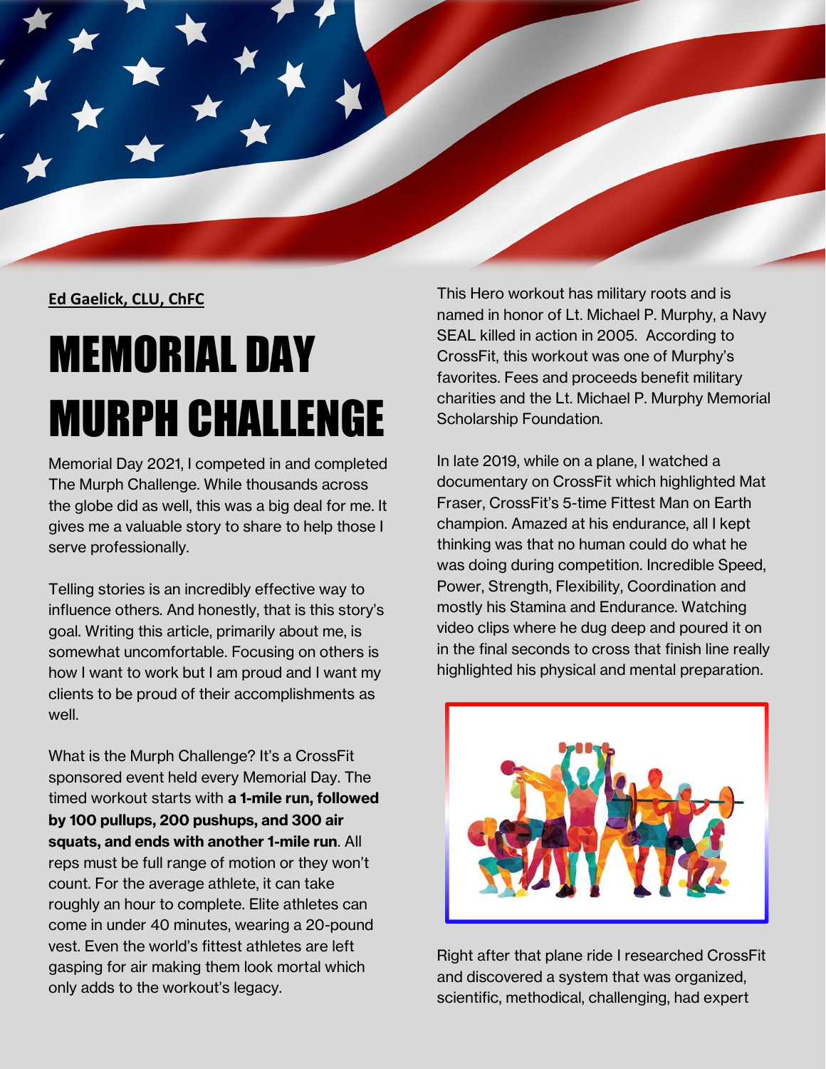**Ed Gaelick, CLU, ChFC**

# MEMORIAL DAY MURPH CHALLENGE

Memorial Day 2021, I competed in and completed The Murph Challenge. While thousands across the globe did as well, this was a big deal for me. It gives me a valuable story to share to help those I serve professionally.

Telling stories is an incredibly effective way to influence others. And honestly, that is this story's goal. Writing this article, primarily about me, is somewhat uncomfortable. Focusing on others is how I want to work but I am proud and I want my clients to be proud of their accomplishments as well.

What is the Murph Challenge? It's a CrossFit sponsored event held every Memorial Day. The timed workout starts with **a 1-mile run, followed by 100 pullups, 200 pushups, and 300 air squats, and ends with another 1-mile run**. All reps must be full range of motion or they won't count. For the average athlete, it can take roughly an hour to complete. Elite athletes can come in under 40 minutes, wearing a 20-pound vest. Even the world's fittest athletes are left gasping for air making them look mortal which only adds to the workout's legacy.

This Hero workout has military roots and is named in honor of Lt. Michael P. Murphy, a Navy SEAL killed in action in 2005. According to CrossFit, this workout was one of Murphy's favorites. Fees and proceeds benefit military charities and the Lt. Michael P. Murphy Memorial Scholarship Foundation.

In late 2019, while on a plane, I watched a documentary on CrossFit which highlighted Mat Fraser, CrossFit's 5-time Fittest Man on Earth champion. Amazed at his endurance, all I kept thinking was that no human could do what he was doing during competition. Incredible Speed, Power, Strength, Flexibility, Coordination and mostly his Stamina and Endurance. Watching video clips where he dug deep and poured it on in the final seconds to cross that finish line really highlighted his physical and mental preparation.

Right after that plane ride I researched CrossFit and discovered a system that was organized, scientific, methodical, challenging, had expert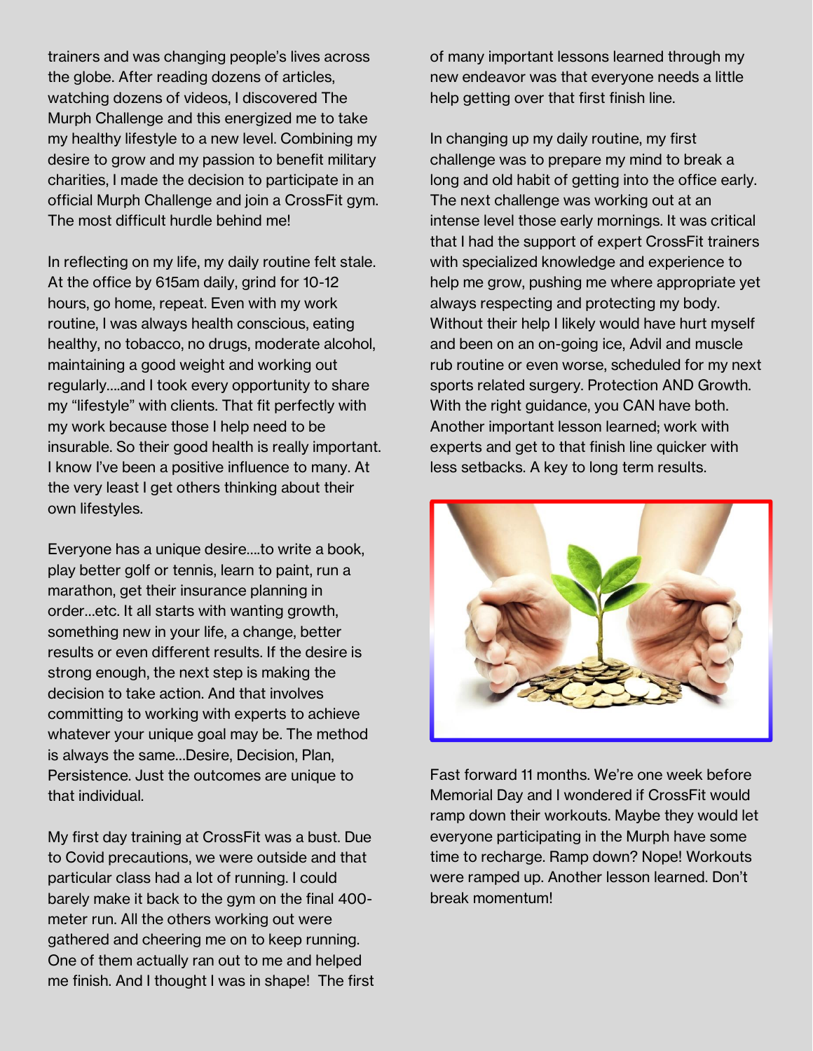trainers and was changing people's lives across the globe. After reading dozens of articles, watching dozens of videos, I discovered The Murph Challenge and this energized me to take my healthy lifestyle to a new level. Combining my desire to grow and my passion to benefit military charities, I made the decision to participate in an official Murph Challenge and join a CrossFit gym. The most difficult hurdle behind me!

In reflecting on my life, my daily routine felt stale. At the office by 615am daily, grind for 10-12 hours, go home, repeat. Even with my work routine, I was always health conscious, eating healthy, no tobacco, no drugs, moderate alcohol, maintaining a good weight and working out regularly....and I took every opportunity to share my "lifestyle" with clients. That fit perfectly with my work because those I help need to be insurable. So their good health is really important. I know I've been a positive influence to many. At the very least I get others thinking about their own lifestyles.

Everyone has a unique desire....to write a book, play better golf or tennis, learn to paint, run a marathon, get their insurance planning in order...etc. It all starts with wanting growth, something new in your life, a change, better results or even different results. If the desire is strong enough, the next step is making the decision to take action. And that involves committing to working with experts to achieve whatever your unique goal may be. The method is always the same...Desire, Decision, Plan, Persistence. Just the outcomes are unique to that individual.

My first day training at CrossFit was a bust. Due to Covid precautions, we were outside and that particular class had a lot of running. I could barely make it back to the gym on the final 400-meter run. All the others working out were gathered and cheering me on to keep running. One of them actually ran out to me and helped me finish. And I thought I was in shape! The first of many important lessons learned through my new endeavor was that everyone needs a little help getting over that first finish line.

In changing up my daily routine, my first challenge was to prepare my mind to break a long and old habit of getting into the office early. The next challenge was working out at an intense level those early mornings. It was critical that I had the support of expert CrossFit trainers with specialized knowledge and experience to help me grow, pushing me where appropriate yet always respecting and protecting my body. Without their help I likely would have hurt myself and been on an on-going ice, Advil and muscle rub routine or even worse, scheduled for my next sports related surgery. Protection AND Growth. With the right guidance, you CAN have both. Another important lesson learned; work with experts and get to that finish line quicker with less setbacks. A key to long term results.

Fast forward 11 months. We're one week before Memorial Day and I wondered if CrossFit would ramp down their workouts. Maybe they would let everyone participating in the Murph have some time to recharge. Ramp down? Nope! Workouts were ramped up. Another lesson learned. Don't break momentum!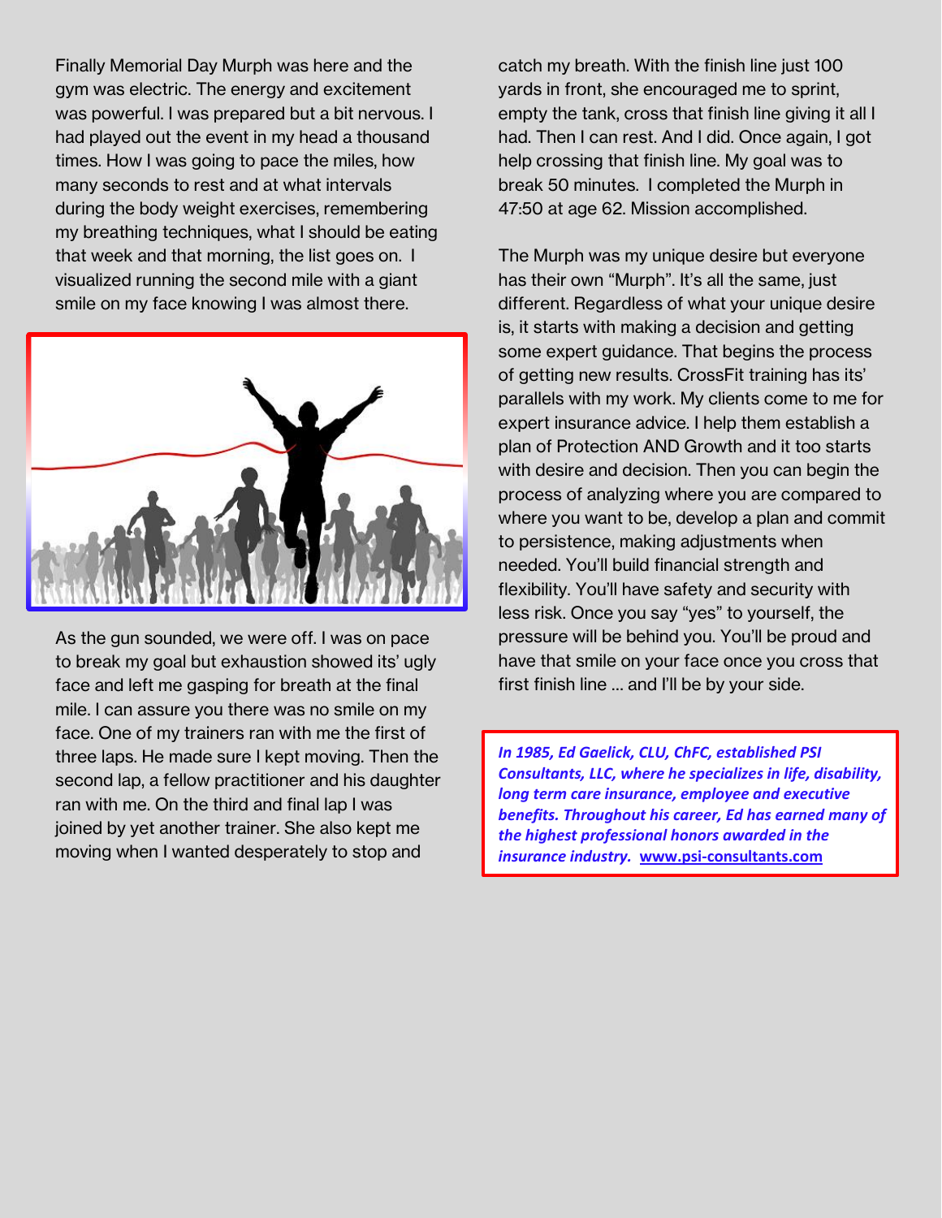Finally Memorial Day Murph was here and the gym was electric. The energy and excitement was powerful. I was prepared but a bit nervous. I had played out the event in my head a thousand times. How I was going to pace the miles, how many seconds to rest and at what intervals during the body weight exercises, remembering my breathing techniques, what I should be eating that week and that morning, the list goes on. I visualized running the second mile with a giant smile on my face knowing I was almost there.

As the gun sounded, we were off. I was on pace to break my goal but exhaustion showed its' ugly face and left me gasping for breath at the final mile. I can assure you there was no smile on my face. One of my trainers ran with me the first of three laps. He made sure I kept moving. Then the second lap, a fellow practitioner and his daughter ran with me. On the third and final lap I was joined by yet another trainer. She also kept me moving when I wanted desperately to stop and catch my breath. With the finish line just 100 yards in front, she encouraged me to sprint, empty the tank, cross that finish line giving it all I had. Then I can rest. And I did. Once again, I got help crossing that finish line. My goal was to break 50 minutes. I completed the Murph in 47:50 at age 62. Mission accomplished.

The Murph was my unique desire but everyone has their own "Murph". It's all the same, just different. Regardless of what your unique desire is, it starts with making a decision and getting some expert guidance. That begins the process of getting new results. CrossFit training has its' parallels with my work. My clients come to me for expert insurance advice. I help them establish a plan of Protection AND Growth and it too starts with desire and decision. Then you can begin the process of analyzing where you are compared to where you want to be, develop a plan and commit to persistence, making adjustments when needed. You'll build financial strength and flexibility. You'll have safety and security with less risk. Once you say "yes" to yourself, the pressure will be behind you. You'll be proud and have that smile on your face once you cross that first finish line … and I'll be by your side.

***In 1985, Ed Gaelick, CLU, ChFC, established PSI Consultants, LLC, where he specializes in life, disability, long term care insurance, employee and executive benefits. Throughout his career, Ed has earned many of the highest professional honors awarded in the insurance industry.*** **www.psi-consultants.com**